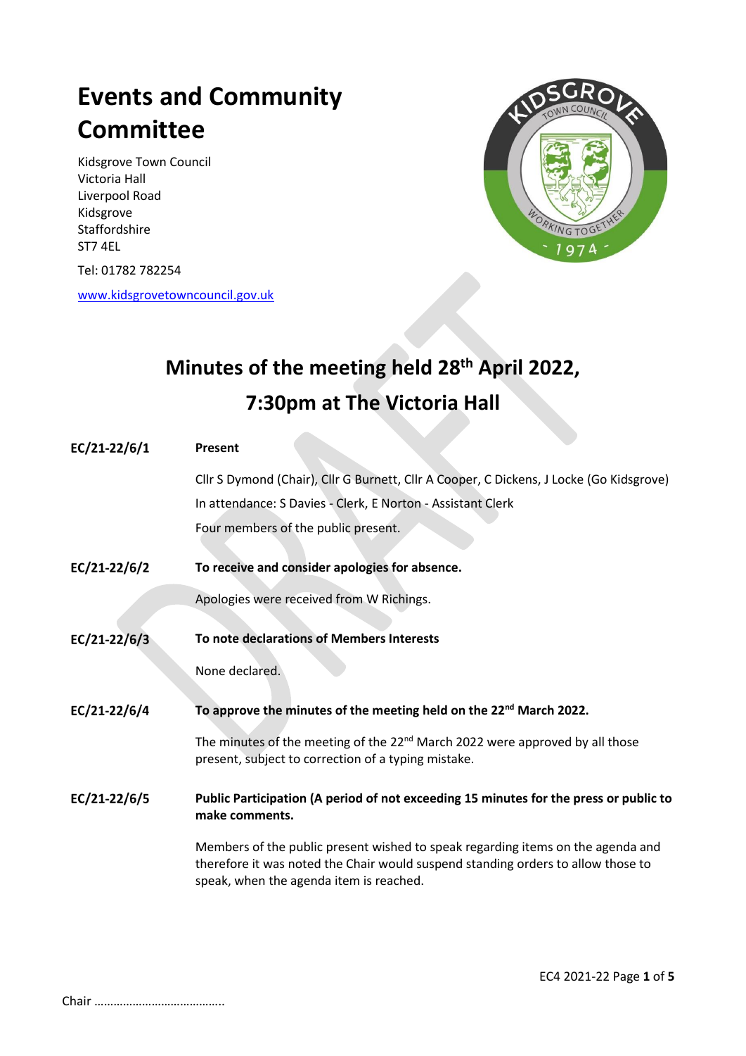# Events and Community Committee

Kidsgrove Town Council
Victoria Hall
Liverpool Road
Kidsgrove
Staffordshire
ST7 4EL

Tel: 01782 782254

www.kidsgrovetowncouncil.gov.uk

## Minutes of the meeting held 28th April 2022, 7:30pm at The Victoria Hall

**EC/21-22/6/1 Present**

Cllr S Dymond (Chair), Cllr G Burnett, Cllr A Cooper, C Dickens, J Locke (Go Kidsgrove)

In attendance: S Davies - Clerk, E Norton - Assistant Clerk

Four members of the public present.

**EC/21-22/6/2 To receive and consider apologies for absence.**

Apologies were received from W Richings.

**EC/21-22/6/3 To note declarations of Members Interests**

None declared.

**EC/21-22/6/4 To approve the minutes of the meeting held on the 22nd March 2022.**

The minutes of the meeting of the 22nd March 2022 were approved by all those present, subject to correction of a typing mistake.

**EC/21-22/6/5 Public Participation (A period of not exceeding 15 minutes for the press or public to make comments.**

Members of the public present wished to speak regarding items on the agenda and therefore it was noted the Chair would suspend standing orders to allow those to speak, when the agenda item is reached.

Chair …………………………………..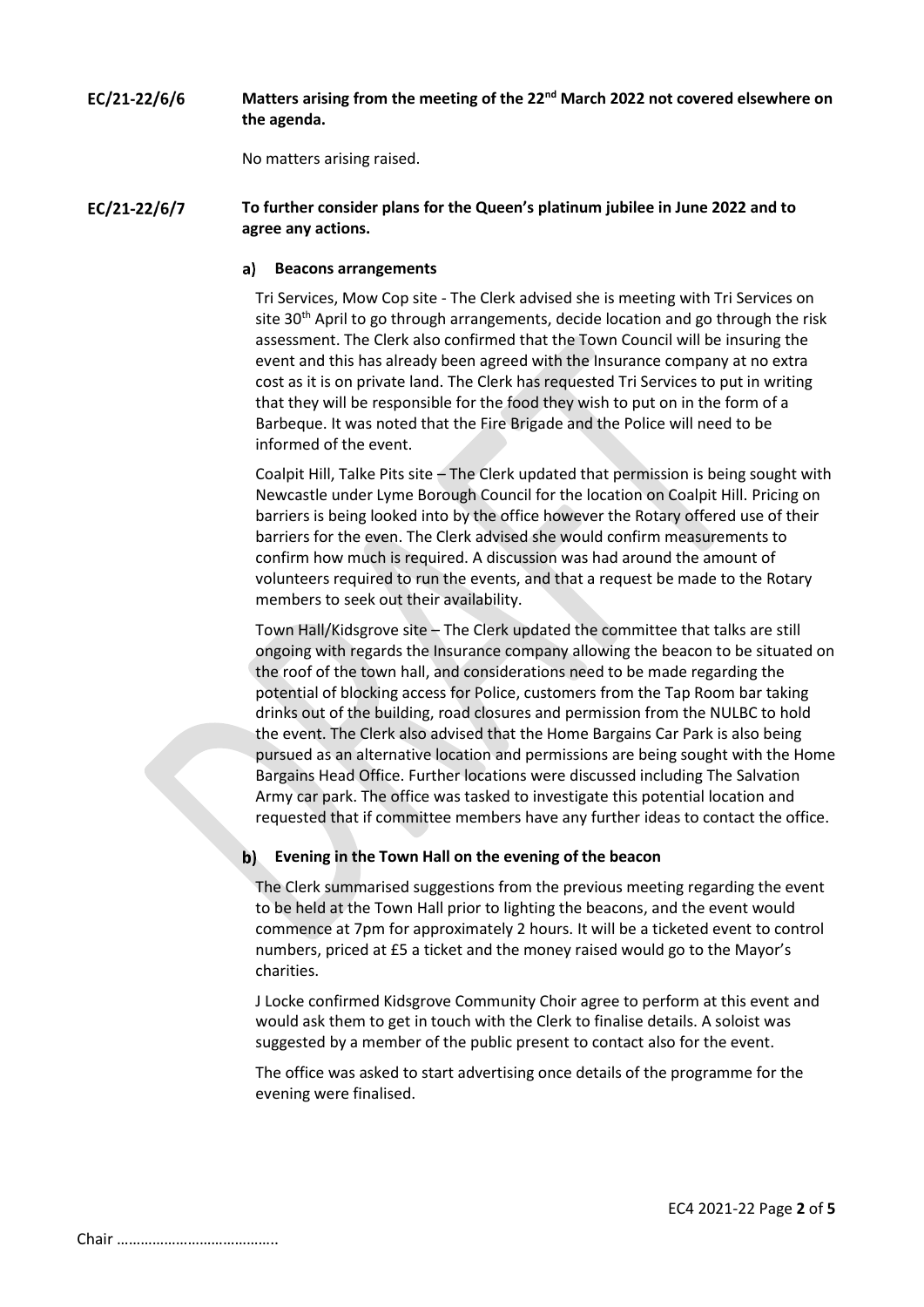**EC/21-22/6/6** **Matters arising from the meeting of the 22nd March 2022 not covered elsewhere on the agenda.**

No matters arising raised.

**EC/21-22/6/7** **To further consider plans for the Queen's platinum jubilee in June 2022 and to agree any actions.**

**a) Beacons arrangements**

Tri Services, Mow Cop site - The Clerk advised she is meeting with Tri Services on site 30th April to go through arrangements, decide location and go through the risk assessment. The Clerk also confirmed that the Town Council will be insuring the event and this has already been agreed with the Insurance company at no extra cost as it is on private land. The Clerk has requested Tri Services to put in writing that they will be responsible for the food they wish to put on in the form of a Barbeque. It was noted that the Fire Brigade and the Police will need to be informed of the event.

Coalpit Hill, Talke Pits site – The Clerk updated that permission is being sought with Newcastle under Lyme Borough Council for the location on Coalpit Hill. Pricing on barriers is being looked into by the office however the Rotary offered use of their barriers for the even. The Clerk advised she would confirm measurements to confirm how much is required. A discussion was had around the amount of volunteers required to run the events, and that a request be made to the Rotary members to seek out their availability.

Town Hall/Kidsgrove site – The Clerk updated the committee that talks are still ongoing with regards the Insurance company allowing the beacon to be situated on the roof of the town hall, and considerations need to be made regarding the potential of blocking access for Police, customers from the Tap Room bar taking drinks out of the building, road closures and permission from the NULBC to hold the event. The Clerk also advised that the Home Bargains Car Park is also being pursued as an alternative location and permissions are being sought with the Home Bargains Head Office. Further locations were discussed including The Salvation Army car park. The office was tasked to investigate this potential location and requested that if committee members have any further ideas to contact the office.

**b) Evening in the Town Hall on the evening of the beacon**

The Clerk summarised suggestions from the previous meeting regarding the event to be held at the Town Hall prior to lighting the beacons, and the event would commence at 7pm for approximately 2 hours. It will be a ticketed event to control numbers, priced at £5 a ticket and the money raised would go to the Mayor's charities.

J Locke confirmed Kidsgrove Community Choir agree to perform at this event and would ask them to get in touch with the Clerk to finalise details. A soloist was suggested by a member of the public present to contact also for the event.

The office was asked to start advertising once details of the programme for the evening were finalised.

Chair …………………………………..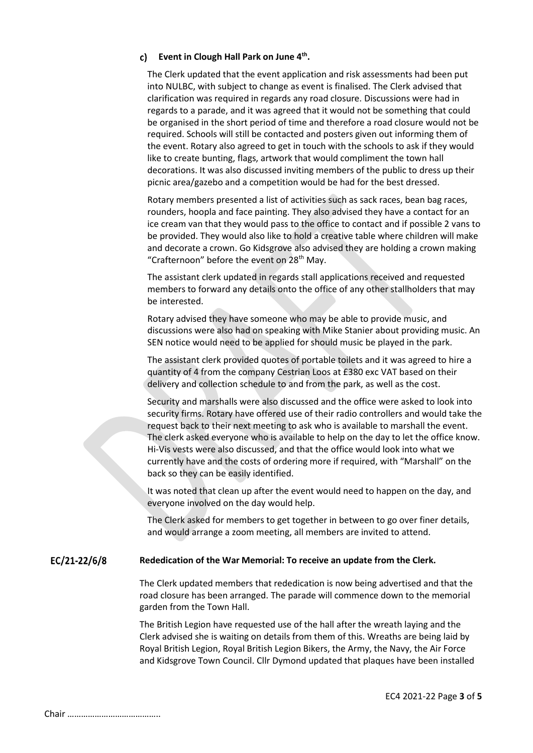### c) Event in Clough Hall Park on June 4th.

The Clerk updated that the event application and risk assessments had been put into NULBC, with subject to change as event is finalised. The Clerk advised that clarification was required in regards any road closure. Discussions were had in regards to a parade, and it was agreed that it would not be something that could be organised in the short period of time and therefore a road closure would not be required. Schools will still be contacted and posters given out informing them of the event. Rotary also agreed to get in touch with the schools to ask if they would like to create bunting, flags, artwork that would compliment the town hall decorations. It was also discussed inviting members of the public to dress up their picnic area/gazebo and a competition would be had for the best dressed.

Rotary members presented a list of activities such as sack races, bean bag races, rounders, hoopla and face painting. They also advised they have a contact for an ice cream van that they would pass to the office to contact and if possible 2 vans to be provided. They would also like to hold a creative table where children will make and decorate a crown. Go Kidsgrove also advised they are holding a crown making "Crafternoon" before the event on 28th May.

The assistant clerk updated in regards stall applications received and requested members to forward any details onto the office of any other stallholders that may be interested.

Rotary advised they have someone who may be able to provide music, and discussions were also had on speaking with Mike Stanier about providing music. An SEN notice would need to be applied for should music be played in the park.

The assistant clerk provided quotes of portable toilets and it was agreed to hire a quantity of 4 from the company Cestrian Loos at £380 exc VAT based on their delivery and collection schedule to and from the park, as well as the cost.

Security and marshalls were also discussed and the office were asked to look into security firms. Rotary have offered use of their radio controllers and would take the request back to their next meeting to ask who is available to marshall the event. The clerk asked everyone who is available to help on the day to let the office know. Hi-Vis vests were also discussed, and that the office would look into what we currently have and the costs of ordering more if required, with "Marshall" on the back so they can be easily identified.

It was noted that clean up after the event would need to happen on the day, and everyone involved on the day would help.

The Clerk asked for members to get together in between to go over finer details, and would arrange a zoom meeting, all members are invited to attend.

## EC/21-22/6/8 Rededication of the War Memorial: To receive an update from the Clerk.

The Clerk updated members that rededication is now being advertised and that the road closure has been arranged. The parade will commence down to the memorial garden from the Town Hall.

The British Legion have requested use of the hall after the wreath laying and the Clerk advised she is waiting on details from them of this. Wreaths are being laid by Royal British Legion, Royal British Legion Bikers, the Army, the Navy, the Air Force and Kidsgrove Town Council. Cllr Dymond updated that plaques have been installed

Chair …………………………………..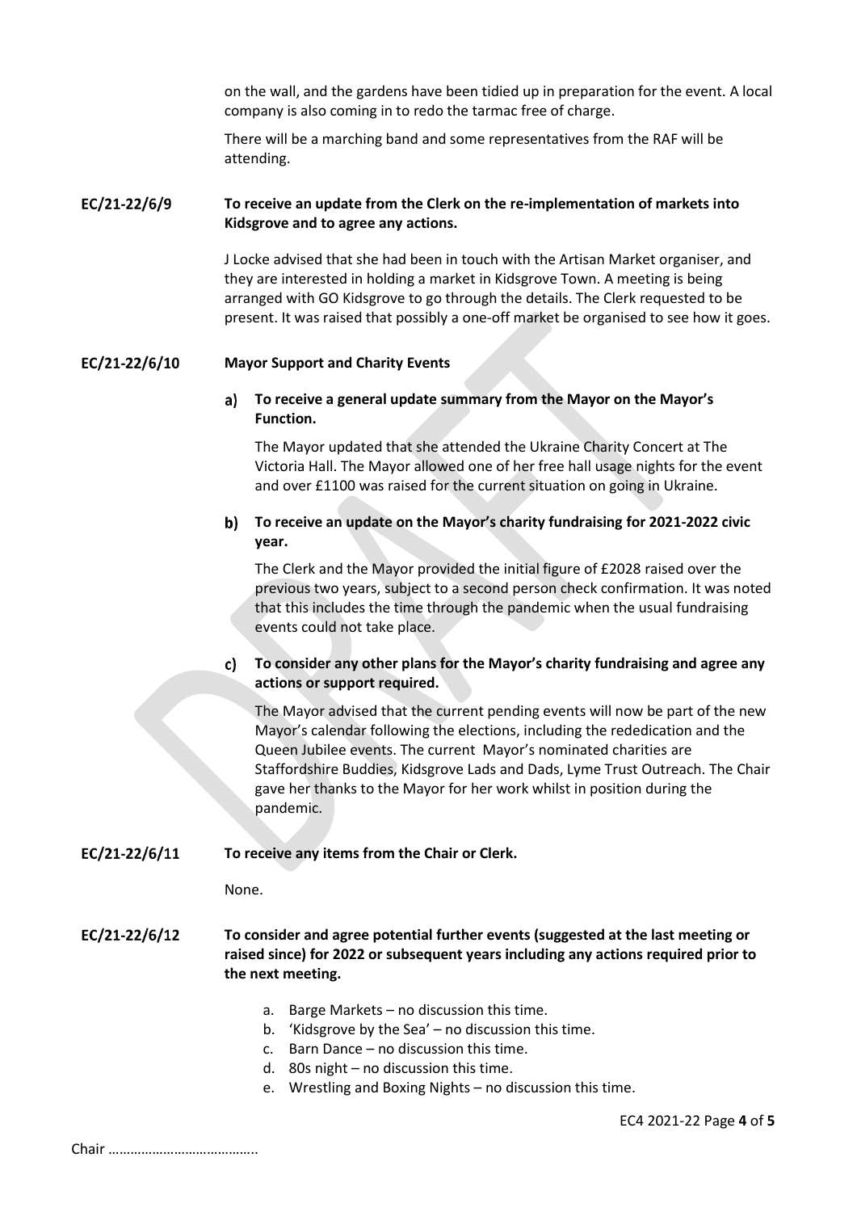on the wall, and the gardens have been tidied up in preparation for the event. A local company is also coming in to redo the tarmac free of charge.

There will be a marching band and some representatives from the RAF will be attending.

**EC/21-22/6/9 To receive an update from the Clerk on the re-implementation of markets into Kidsgrove and to agree any actions.**

J Locke advised that she had been in touch with the Artisan Market organiser, and they are interested in holding a market in Kidsgrove Town. A meeting is being arranged with GO Kidsgrove to go through the details. The Clerk requested to be present. It was raised that possibly a one-off market be organised to see how it goes.

**EC/21-22/6/10 Mayor Support and Charity Events**

a) **To receive a general update summary from the Mayor on the Mayor's Function.**

The Mayor updated that she attended the Ukraine Charity Concert at The Victoria Hall. The Mayor allowed one of her free hall usage nights for the event and over £1100 was raised for the current situation on going in Ukraine.

b) **To receive an update on the Mayor's charity fundraising for 2021-2022 civic year.**

The Clerk and the Mayor provided the initial figure of £2028 raised over the previous two years, subject to a second person check confirmation. It was noted that this includes the time through the pandemic when the usual fundraising events could not take place.

c) **To consider any other plans for the Mayor's charity fundraising and agree any actions or support required.**

The Mayor advised that the current pending events will now be part of the new Mayor's calendar following the elections, including the rededication and the Queen Jubilee events. The current Mayor's nominated charities are Staffordshire Buddies, Kidsgrove Lads and Dads, Lyme Trust Outreach. The Chair gave her thanks to the Mayor for her work whilst in position during the pandemic.

**EC/21-22/6/11 To receive any items from the Chair or Clerk.**

None.

**EC/21-22/6/12 To consider and agree potential further events (suggested at the last meeting or raised since) for 2022 or subsequent years including any actions required prior to the next meeting.**

a. Barge Markets – no discussion this time.
b. 'Kidsgrove by the Sea' – no discussion this time.
c. Barn Dance – no discussion this time.
d. 80s night – no discussion this time.
e. Wrestling and Boxing Nights – no discussion this time.

Chair …………………………………..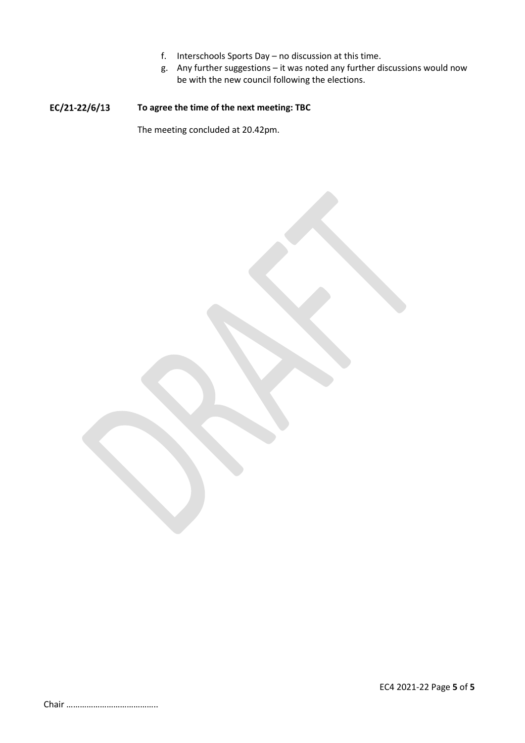f. Interschools Sports Day – no discussion at this time.
g. Any further suggestions – it was noted any further discussions would now be with the new council following the elections.

**EC/21-22/6/13** **To agree the time of the next meeting: TBC**

The meeting concluded at 20.42pm.

DRAFT

Chair …………………………………..